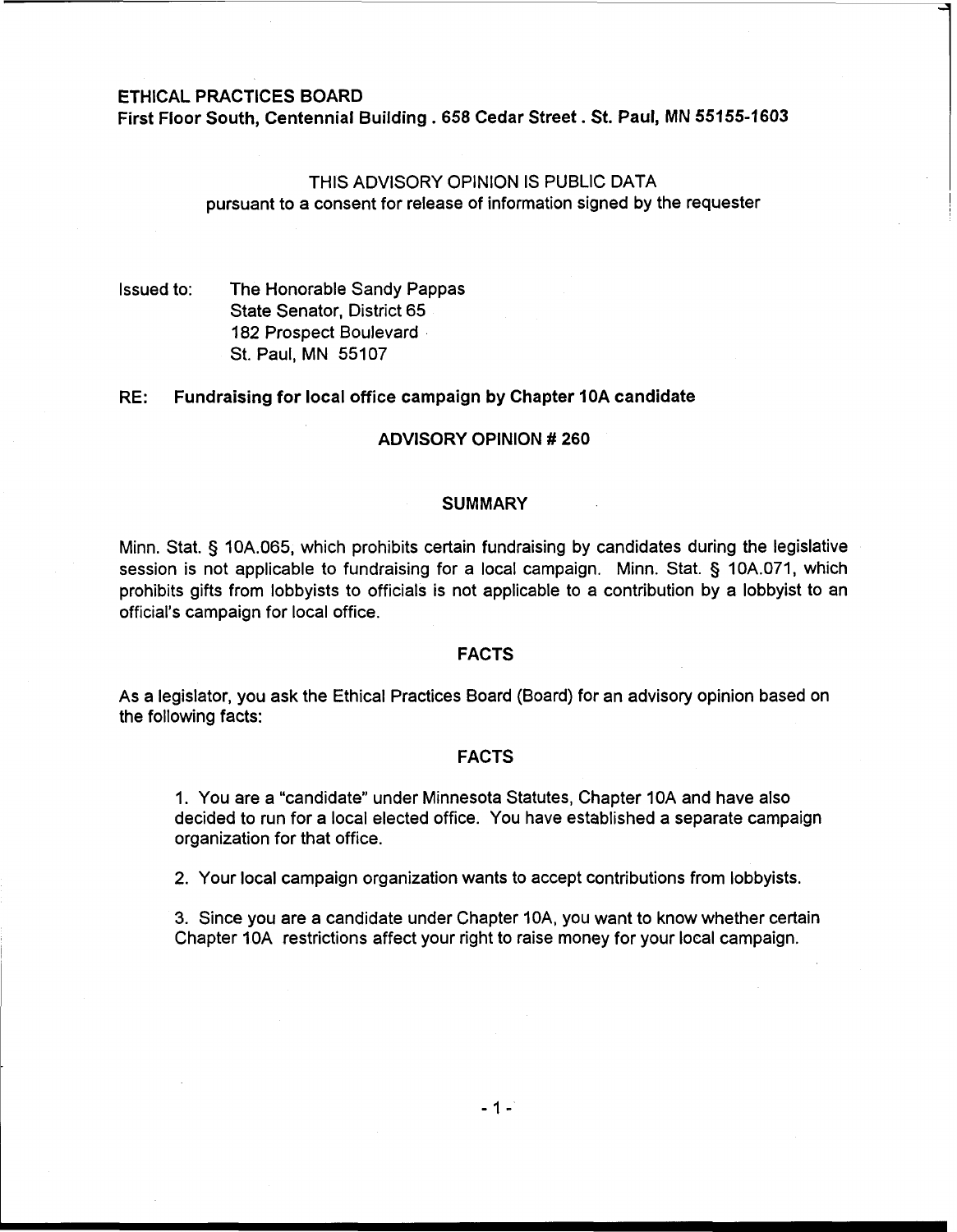**ETHICAL PRACTICES BOARD**
**First Floor South, Centennial Building . 658 Cedar Street . St. Paul, MN 55155-1603**

THIS ADVISORY OPINION IS PUBLIC DATA
pursuant to a consent for release of information signed by the requester

Issued to: The Honorable Sandy Pappas
State Senator, District 65
182 Prospect Boulevard
St. Paul, MN 55107

**RE: Fundraising for local office campaign by Chapter 10A candidate**

**ADVISORY OPINION # 260**

## SUMMARY

Minn. Stat. § 10A.065, which prohibits certain fundraising by candidates during the legislative session is not applicable to fundraising for a local campaign. Minn. Stat. § 10A.071, which prohibits gifts from lobbyists to officials is not applicable to a contribution by a lobbyist to an official's campaign for local office.

## FACTS

As a legislator, you ask the Ethical Practices Board (Board) for an advisory opinion based on the following facts:

## FACTS

1. You are a "candidate" under Minnesota Statutes, Chapter 10A and have also decided to run for a local elected office. You have established a separate campaign organization for that office.

2. Your local campaign organization wants to accept contributions from lobbyists.

3. Since you are a candidate under Chapter 10A, you want to know whether certain Chapter 10A restrictions affect your right to raise money for your local campaign.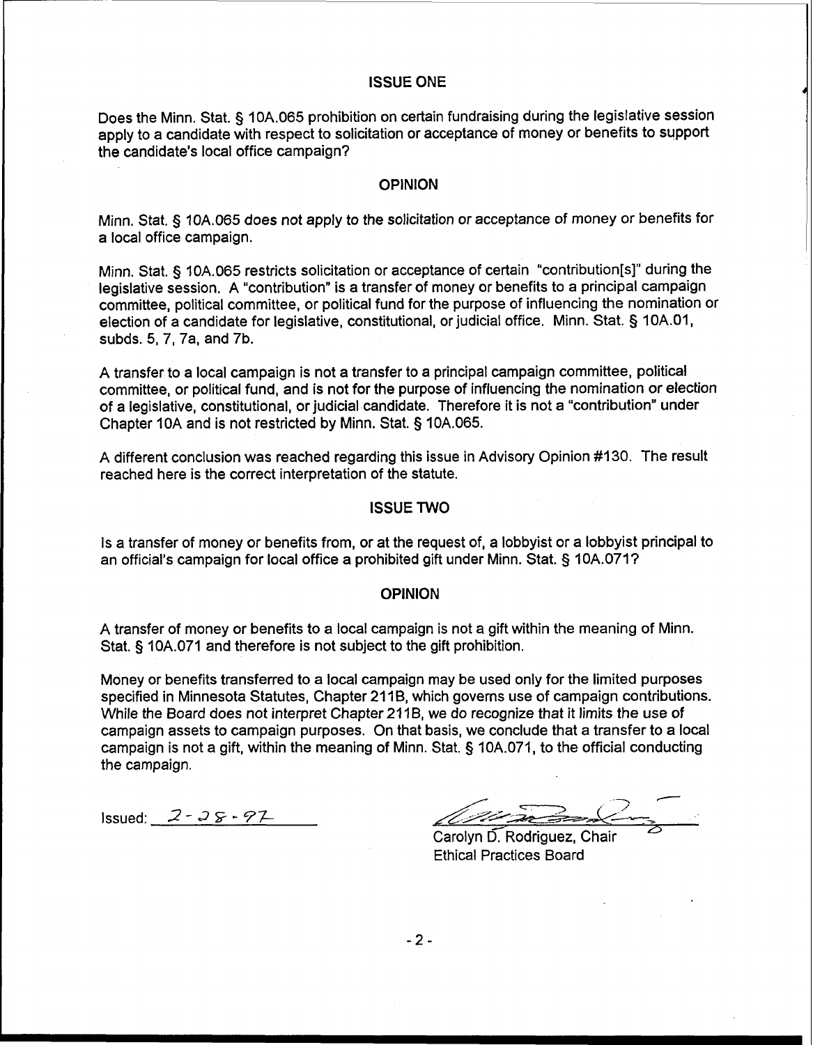## ISSUE ONE

Does the Minn. Stat. § 10A.065 prohibition on certain fundraising during the legislative session apply to a candidate with respect to solicitation or acceptance of money or benefits to support the candidate's local office campaign?

## OPINION

Minn. Stat. § 10A.065 does not apply to the solicitation or acceptance of money or benefits for a local office campaign.

Minn. Stat. § 10A.065 restricts solicitation or acceptance of certain "contribution[s]" during the legislative session. A "contribution" is a transfer of money or benefits to a principal campaign committee, political committee, or political fund for the purpose of influencing the nomination or election of a candidate for legislative, constitutional, or judicial office. Minn. Stat. § 10A.01, subds. 5, 7, 7a, and 7b.

A transfer to a local campaign is not a transfer to a principal campaign committee, political committee, or political fund, and is not for the purpose of influencing the nomination or election of a legislative, constitutional, or judicial candidate. Therefore it is not a "contribution" under Chapter 10A and is not restricted by Minn. Stat. § 10A.065.

A different conclusion was reached regarding this issue in Advisory Opinion #130. The result reached here is the correct interpretation of the statute.

## ISSUE TWO

Is a transfer of money or benefits from, or at the request of, a lobbyist or a lobbyist principal to an official's campaign for local office a prohibited gift under Minn. Stat. § 10A.071?

## OPINION

A transfer of money or benefits to a local campaign is not a gift within the meaning of Minn. Stat. § 10A.071 and therefore is not subject to the gift prohibition.

Money or benefits transferred to a local campaign may be used only for the limited purposes specified in Minnesota Statutes, Chapter 211B, which governs use of campaign contributions. While the Board does not interpret Chapter 211B, we do recognize that it limits the use of campaign assets to campaign purposes. On that basis, we conclude that a transfer to a local campaign is not a gift, within the meaning of Minn. Stat. § 10A.071, to the official conducting the campaign.

Issued: 2-28-97

Carolyn D. Rodriguez, Chair
Ethical Practices Board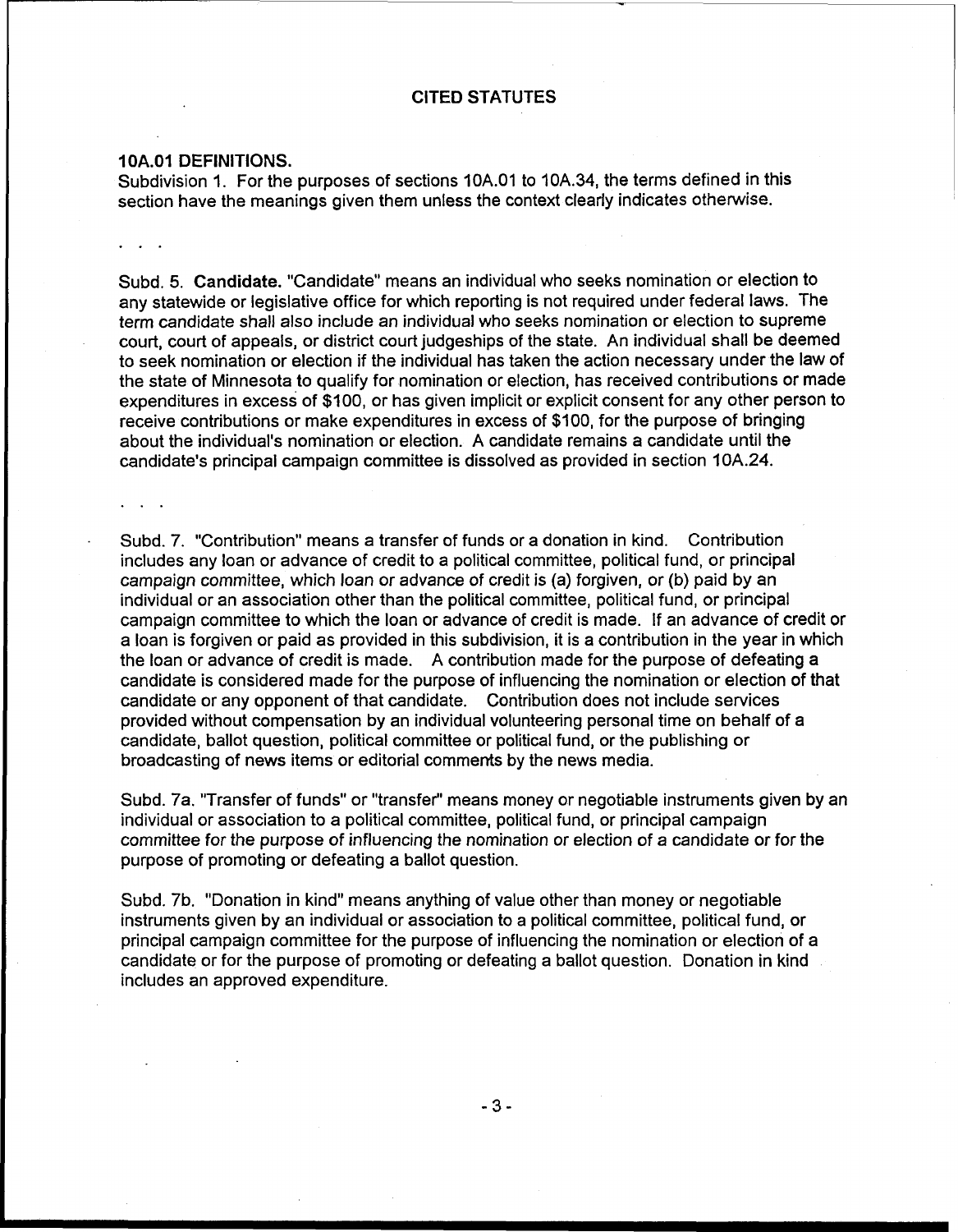## CITED STATUTES

### 10A.01 DEFINITIONS.

Subdivision 1. For the purposes of sections 10A.01 to 10A.34, the terms defined in this section have the meanings given them unless the context clearly indicates otherwise.

. . .

Subd. 5. **Candidate.** "Candidate" means an individual who seeks nomination or election to any statewide or legislative office for which reporting is not required under federal laws. The term candidate shall also include an individual who seeks nomination or election to supreme court, court of appeals, or district court judgeships of the state. An individual shall be deemed to seek nomination or election if the individual has taken the action necessary under the law of the state of Minnesota to qualify for nomination or election, has received contributions or made expenditures in excess of $100, or has given implicit or explicit consent for any other person to receive contributions or make expenditures in excess of $100, for the purpose of bringing about the individual's nomination or election. A candidate remains a candidate until the candidate's principal campaign committee is dissolved as provided in section 10A.24.

. . .

Subd. 7. "Contribution" means a transfer of funds or a donation in kind. Contribution includes any loan or advance of credit to a political committee, political fund, or principal campaign committee, which loan or advance of credit is (a) forgiven, or (b) paid by an individual or an association other than the political committee, political fund, or principal campaign committee to which the loan or advance of credit is made. If an advance of credit or a loan is forgiven or paid as provided in this subdivision, it is a contribution in the year in which the loan or advance of credit is made. A contribution made for the purpose of defeating a candidate is considered made for the purpose of influencing the nomination or election of that candidate or any opponent of that candidate. Contribution does not include services provided without compensation by an individual volunteering personal time on behalf of a candidate, ballot question, political committee or political fund, or the publishing or broadcasting of news items or editorial comments by the news media.

Subd. 7a. "Transfer of funds" or "transfer" means money or negotiable instruments given by an individual or association to a political committee, political fund, or principal campaign committee for the purpose of influencing the nomination or election of a candidate or for the purpose of promoting or defeating a ballot question.

Subd. 7b. "Donation in kind" means anything of value other than money or negotiable instruments given by an individual or association to a political committee, political fund, or principal campaign committee for the purpose of influencing the nomination or election of a candidate or for the purpose of promoting or defeating a ballot question. Donation in kind includes an approved expenditure.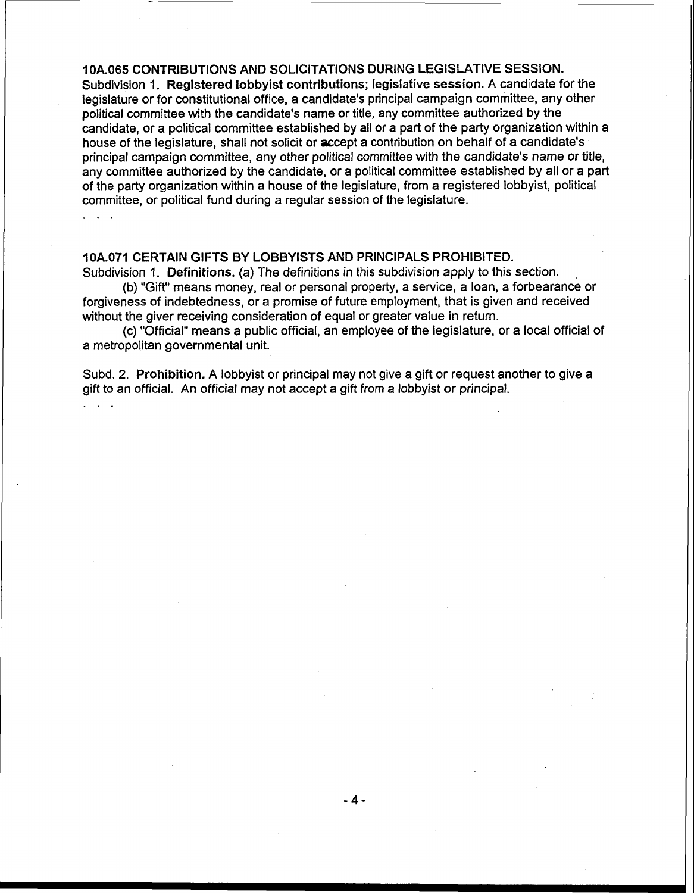**10A.065 CONTRIBUTIONS AND SOLICITATIONS DURING LEGISLATIVE SESSION.**
Subdivision 1. **Registered lobbyist contributions; legislative session.** A candidate for the legislature or for constitutional office, a candidate's principal campaign committee, any other political committee with the candidate's name or title, any committee authorized by the candidate, or a political committee established by all or a part of the party organization within a house of the legislature, shall not solicit or accept a contribution on behalf of a candidate's principal campaign committee, any other political committee with the candidate's name or title, any committee authorized by the candidate, or a political committee established by all or a part of the party organization within a house of the legislature, from a registered lobbyist, political committee, or political fund during a regular session of the legislature.

. . .

**10A.071 CERTAIN GIFTS BY LOBBYISTS AND PRINCIPALS PROHIBITED.**
Subdivision 1. **Definitions.** (a) The definitions in this subdivision apply to this section.

(b) "Gift" means money, real or personal property, a service, a loan, a forbearance or forgiveness of indebtedness, or a promise of future employment, that is given and received without the giver receiving consideration of equal or greater value in return.

(c) "Official" means a public official, an employee of the legislature, or a local official of a metropolitan governmental unit.

Subd. 2. **Prohibition.** A lobbyist or principal may not give a gift or request another to give a gift to an official. An official may not accept a gift from a lobbyist or principal.

. . .